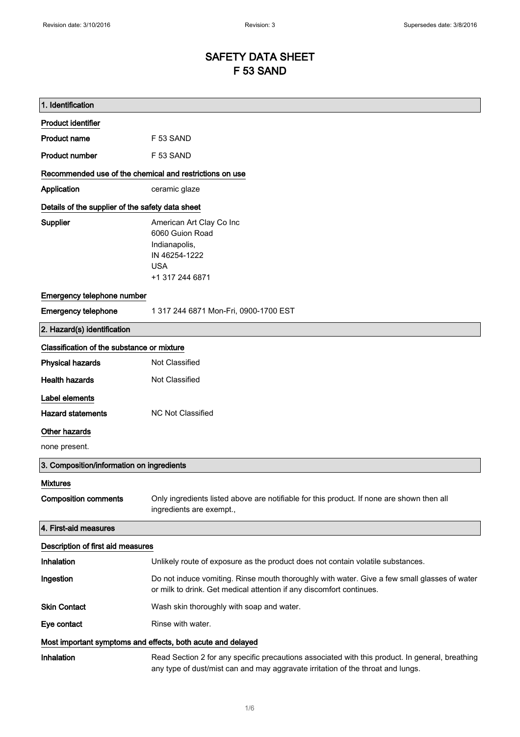# SAFETY DATA SHEET
# F 53 SAND

## 1. Identification

### Product identifier

| | |
|---|---|
| **Product name** | F 53 SAND |
| **Product number** | F 53 SAND |

### Recommended use of the chemical and restrictions on use

| | |
|---|---|
| **Application** | ceramic glaze |

### Details of the supplier of the safety data sheet

**Supplier**
American Art Clay Co Inc
6060 Guion Road
Indianapolis,
IN 46254-1222
USA
+1 317 244 6871

### Emergency telephone number

| | |
|---|---|
| **Emergency telephone** | 1 317 244 6871 Mon-Fri, 0900-1700 EST |

## 2. Hazard(s) identification

### Classification of the substance or mixture

| | |
|---|---|
| **Physical hazards** | Not Classified |
| **Health hazards** | Not Classified |

### Label elements

| | |
|---|---|
| **Hazard statements** | NC Not Classified |

### Other hazards

none present.

## 3. Composition/information on ingredients

### Mixtures

**Composition comments** Only ingredients listed above are notifiable for this product. If none are shown then all ingredients are exempt.,

## 4. First-aid measures

### Description of first aid measures

| | |
|---|---|
| **Inhalation** | Unlikely route of exposure as the product does not contain volatile substances. |
| **Ingestion** | Do not induce vomiting. Rinse mouth thoroughly with water. Give a few small glasses of water or milk to drink. Get medical attention if any discomfort continues. |
| **Skin Contact** | Wash skin thoroughly with soap and water. |
| **Eye contact** | Rinse with water. |

### Most important symptoms and effects, both acute and delayed

| | |
|---|---|
| **Inhalation** | Read Section 2 for any specific precautions associated with this product. In general, breathing any type of dust/mist can and may aggravate irritation of the throat and lungs. |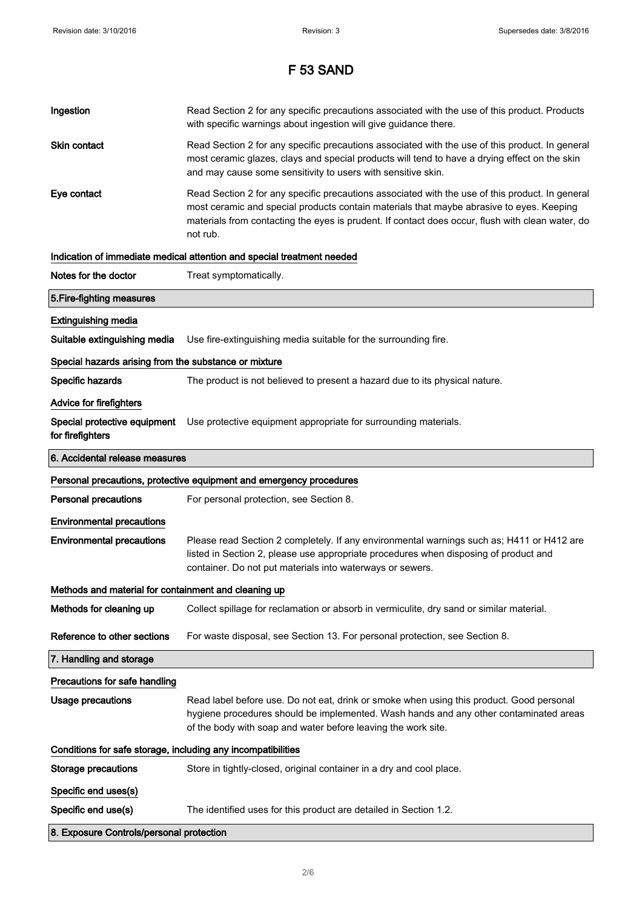# F 53 SAND

**Ingestion** Read Section 2 for any specific precautions associated with the use of this product. Products with specific warnings about ingestion will give guidance there.

**Skin contact** Read Section 2 for any specific precautions associated with the use of this product. In general most ceramic glazes, clays and special products will tend to have a drying effect on the skin and may cause some sensitivity to users with sensitive skin.

**Eye contact** Read Section 2 for any specific precautions associated with the use of this product. In general most ceramic and special products contain materials that maybe abrasive to eyes. Keeping materials from contacting the eyes is prudent. If contact does occur, flush with clean water, do not rub.

### Indication of immediate medical attention and special treatment needed

**Notes for the doctor** Treat symptomatically.

## 5.Fire-fighting measures

### Extinguishing media

**Suitable extinguishing media** Use fire-extinguishing media suitable for the surrounding fire.

### Special hazards arising from the substance or mixture

**Specific hazards** The product is not believed to present a hazard due to its physical nature.

### Advice for firefighters

**Special protective equipment for firefighters** Use protective equipment appropriate for surrounding materials.

## 6. Accidental release measures

### Personal precautions, protective equipment and emergency procedures

**Personal precautions** For personal protection, see Section 8.

### Environmental precautions

**Environmental precautions** Please read Section 2 completely. If any environmental warnings such as; H411 or H412 are listed in Section 2, please use appropriate procedures when disposing of product and container. Do not put materials into waterways or sewers.

### Methods and material for containment and cleaning up

**Methods for cleaning up** Collect spillage for reclamation or absorb in vermiculite, dry sand or similar material.

**Reference to other sections** For waste disposal, see Section 13. For personal protection, see Section 8.

## 7. Handling and storage

### Precautions for safe handling

**Usage precautions** Read label before use. Do not eat, drink or smoke when using this product. Good personal hygiene procedures should be implemented. Wash hands and any other contaminated areas of the body with soap and water before leaving the work site.

### Conditions for safe storage, including any incompatibilities

**Storage precautions** Store in tightly-closed, original container in a dry and cool place.

### Specific end uses(s)

**Specific end use(s)** The identified uses for this product are detailed in Section 1.2.

## 8. Exposure Controls/personal protection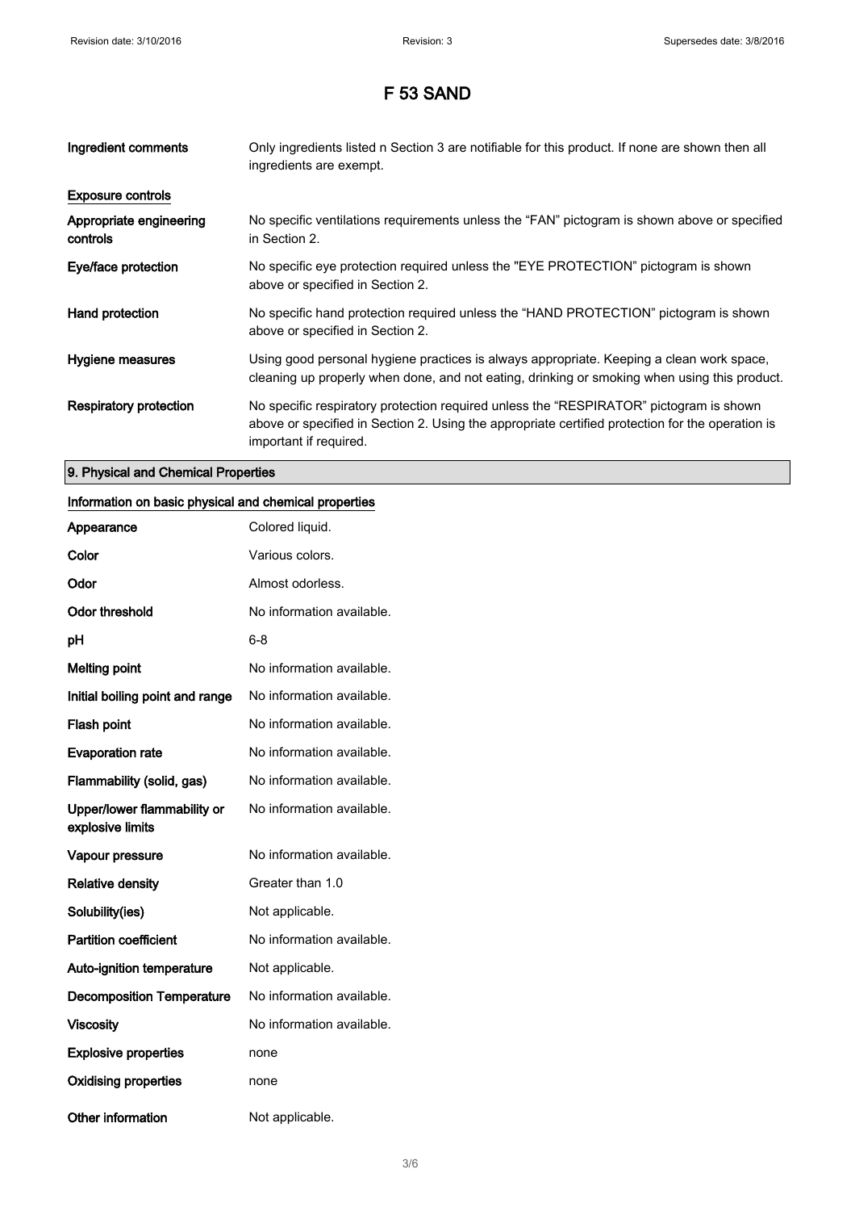# F 53 SAND

| | |
|---|---|
| **Ingredient comments** | Only ingredients listed n Section 3 are notifiable for this product. If none are shown then all ingredients are exempt. |

**Exposure controls**

| | |
|---|---|
| **Appropriate engineering controls** | No specific ventilations requirements unless the "FAN" pictogram is shown above or specified in Section 2. |
| **Eye/face protection** | No specific eye protection required unless the "EYE PROTECTION" pictogram is shown above or specified in Section 2. |
| **Hand protection** | No specific hand protection required unless the "HAND PROTECTION" pictogram is shown above or specified in Section 2. |
| **Hygiene measures** | Using good personal hygiene practices is always appropriate. Keeping a clean work space, cleaning up properly when done, and not eating, drinking or smoking when using this product. |
| **Respiratory protection** | No specific respiratory protection required unless the "RESPIRATOR" pictogram is shown above or specified in Section 2. Using the appropriate certified protection for the operation is important if required. |

## 9. Physical and Chemical Properties

**Information on basic physical and chemical properties**

| | |
|---|---|
| **Appearance** | Colored liquid. |
| **Color** | Various colors. |
| **Odor** | Almost odorless. |
| **Odor threshold** | No information available. |
| **pH** | 6-8 |
| **Melting point** | No information available. |
| **Initial boiling point and range** | No information available. |
| **Flash point** | No information available. |
| **Evaporation rate** | No information available. |
| **Flammability (solid, gas)** | No information available. |
| **Upper/lower flammability or explosive limits** | No information available. |
| **Vapour pressure** | No information available. |
| **Relative density** | Greater than 1.0 |
| **Solubility(ies)** | Not applicable. |
| **Partition coefficient** | No information available. |
| **Auto-ignition temperature** | Not applicable. |
| **Decomposition Temperature** | No information available. |
| **Viscosity** | No information available. |
| **Explosive properties** | none |
| **Oxidising properties** | none |
| **Other information** | Not applicable. |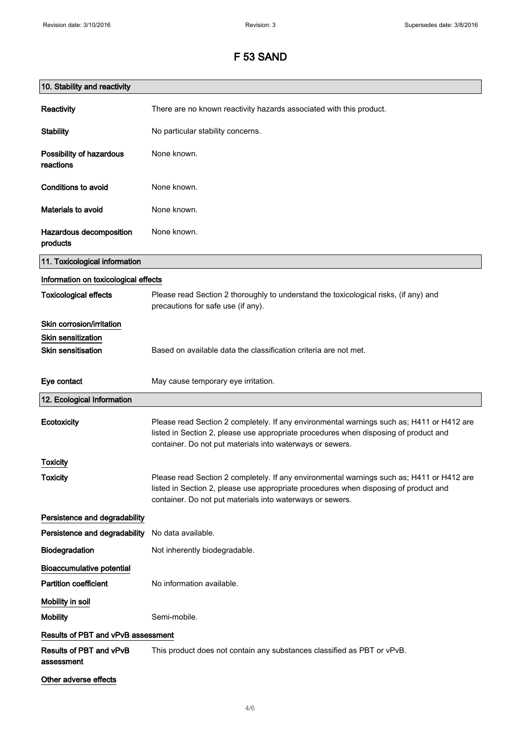# F 53 SAND

## 10. Stability and reactivity

| | |
|---|---|
| **Reactivity** | There are no known reactivity hazards associated with this product. |
| **Stability** | No particular stability concerns. |
| **Possibility of hazardous reactions** | None known. |
| **Conditions to avoid** | None known. |
| **Materials to avoid** | None known. |
| **Hazardous decomposition products** | None known. |

## 11. Toxicological information

**Information on toxicological effects**

| | |
|---|---|
| **Toxicological effects** | Please read Section 2 thoroughly to understand the toxicological risks, (if any) and precautions for safe use (if any). |

**Skin corrosion/irritation**

**Skin sensitization**

| | |
|---|---|
| **Skin sensitisation** | Based on available data the classification criteria are not met. |
| **Eye contact** | May cause temporary eye irritation. |

## 12. Ecological Information

| | |
|---|---|
| **Ecotoxicity** | Please read Section 2 completely. If any environmental warnings such as; H411 or H412 are listed in Section 2, please use appropriate procedures when disposing of product and container. Do not put materials into waterways or sewers. |

**Toxicity**

| | |
|---|---|
| **Toxicity** | Please read Section 2 completely. If any environmental warnings such as; H411 or H412 are listed in Section 2, please use appropriate procedures when disposing of product and container. Do not put materials into waterways or sewers. |

**Persistence and degradability**

| | |
|---|---|
| **Persistence and degradability** | No data available. |
| **Biodegradation** | Not inherently biodegradable. |

**Bioaccumulative potential**

| | |
|---|---|
| **Partition coefficient** | No information available. |

**Mobility in soil**

| | |
|---|---|
| **Mobility** | Semi-mobile. |

**Results of PBT and vPvB assessment**

| | |
|---|---|
| **Results of PBT and vPvB assessment** | This product does not contain any substances classified as PBT or vPvB. |

**Other adverse effects**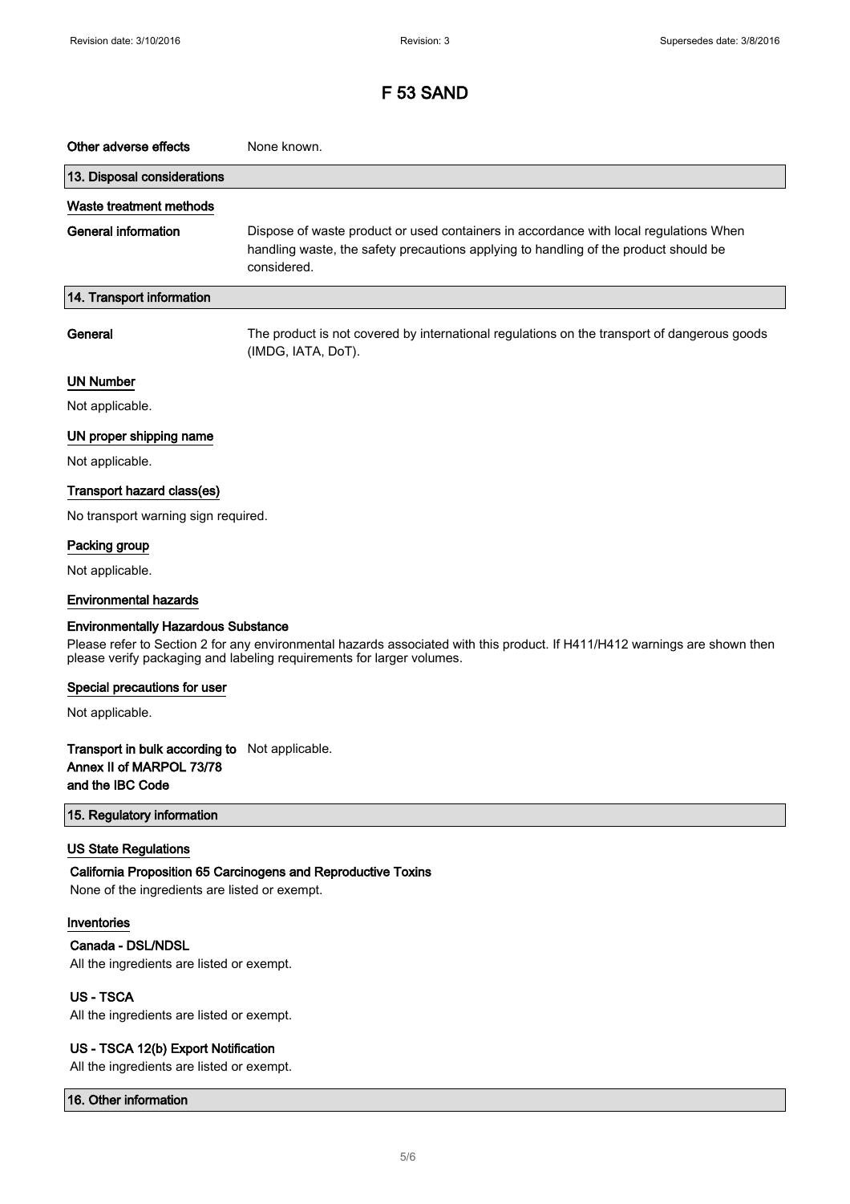# F 53 SAND

**Other adverse effects** None known.

## 13. Disposal considerations

### Waste treatment methods

**General information** Dispose of waste product or used containers in accordance with local regulations When handling waste, the safety precautions applying to handling of the product should be considered.

## 14. Transport information

**General** The product is not covered by international regulations on the transport of dangerous goods (IMDG, IATA, DoT).

### UN Number

Not applicable.

### UN proper shipping name

Not applicable.

### Transport hazard class(es)

No transport warning sign required.

### Packing group

Not applicable.

### Environmental hazards

**Environmentally Hazardous Substance**

Please refer to Section 2 for any environmental hazards associated with this product. If H411/H412 warnings are shown then please verify packaging and labeling requirements for larger volumes.

### Special precautions for user

Not applicable.

**Transport in bulk according to Annex II of MARPOL 73/78 and the IBC Code** Not applicable.

## 15. Regulatory information

### US State Regulations

**California Proposition 65 Carcinogens and Reproductive Toxins**

None of the ingredients are listed or exempt.

### Inventories

**Canada - DSL/NDSL**

All the ingredients are listed or exempt.

**US - TSCA**

All the ingredients are listed or exempt.

**US - TSCA 12(b) Export Notification**

All the ingredients are listed or exempt.

## 16. Other information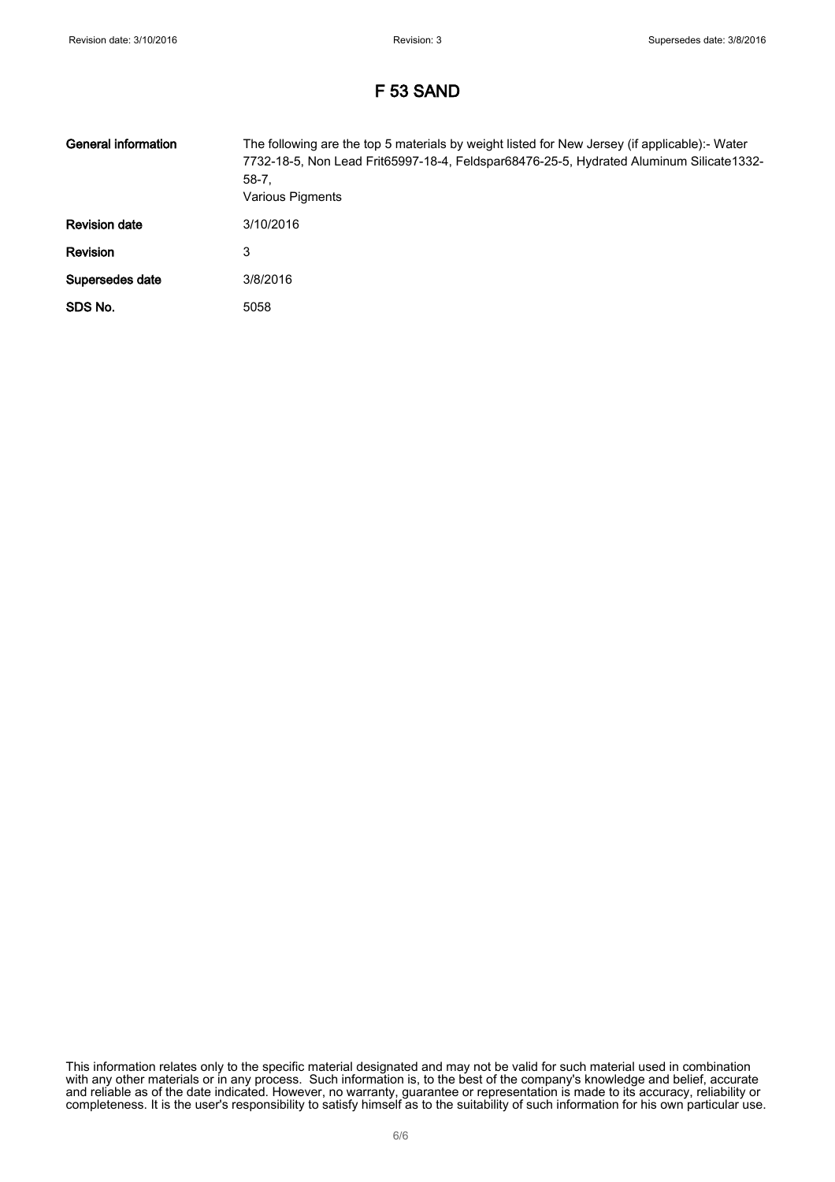# F 53 SAND

| | |
|---|---|
| **General information** | The following are the top 5 materials by weight listed for New Jersey (if applicable):- Water 7732-18-5, Non Lead Frit65997-18-4, Feldspar68476-25-5, Hydrated Aluminum Silicate1332-58-7, Various Pigments |
| **Revision date** | 3/10/2016 |
| **Revision** | 3 |
| **Supersedes date** | 3/8/2016 |
| **SDS No.** | 5058 |

This information relates only to the specific material designated and may not be valid for such material used in combination with any other materials or in any process. Such information is, to the best of the company's knowledge and belief, accurate and reliable as of the date indicated. However, no warranty, guarantee or representation is made to its accuracy, reliability or completeness. It is the user's responsibility to satisfy himself as to the suitability of such information for his own particular use.